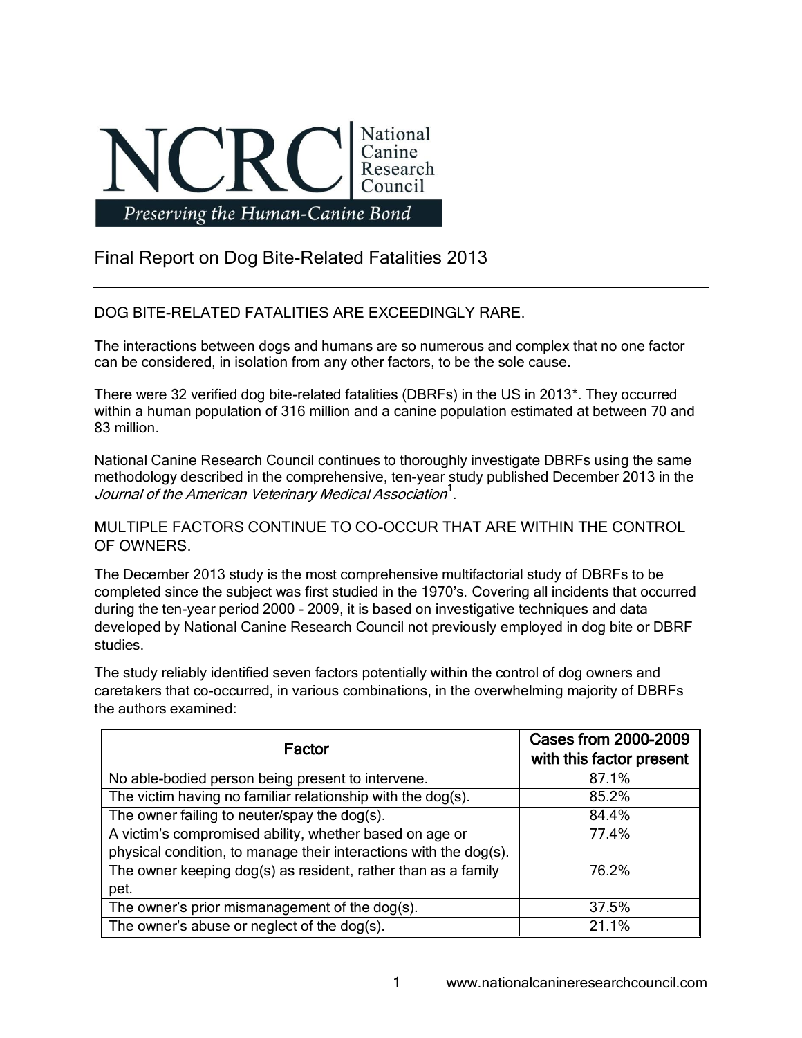NCRC National Canine Research Council

*Preserving the Human-Canine Bond*

# Final Report on Dog Bite-Related Fatalities 2013

## DOG BITE-RELATED FATALITIES ARE EXCEEDINGLY RARE.

The interactions between dogs and humans are so numerous and complex that no one factor can be considered, in isolation from any other factors, to be the sole cause.

There were 32 verified dog bite-related fatalities (DBRFs) in the US in 2013*. They occurred within a human population of 316 million and a canine population estimated at between 70 and 83 million.

National Canine Research Council continues to thoroughly investigate DBRFs using the same methodology described in the comprehensive, ten-year study published December 2013 in the *Journal of the American Veterinary Medical Association*[1].

## MULTIPLE FACTORS CONTINUE TO CO-OCCUR THAT ARE WITHIN THE CONTROL OF OWNERS.

The December 2013 study is the most comprehensive multifactorial study of DBRFs to be completed since the subject was first studied in the 1970's. Covering all incidents that occurred during the ten-year period 2000 - 2009, it is based on investigative techniques and data developed by National Canine Research Council not previously employed in dog bite or DBRF studies.

The study reliably identified seven factors potentially within the control of dog owners and caretakers that co-occurred, in various combinations, in the overwhelming majority of DBRFs the authors examined:

| Factor | Cases from 2000-2009 with this factor present |
|---|---|
| No able-bodied person being present to intervene. | 87.1% |
| The victim having no familiar relationship with the dog(s). | 85.2% |
| The owner failing to neuter/spay the dog(s). | 84.4% |
| A victim's compromised ability, whether based on age or physical condition, to manage their interactions with the dog(s). | 77.4% |
| The owner keeping dog(s) as resident, rather than as a family pet. | 76.2% |
| The owner's prior mismanagement of the dog(s). | 37.5% |
| The owner's abuse or neglect of the dog(s). | 21.1% |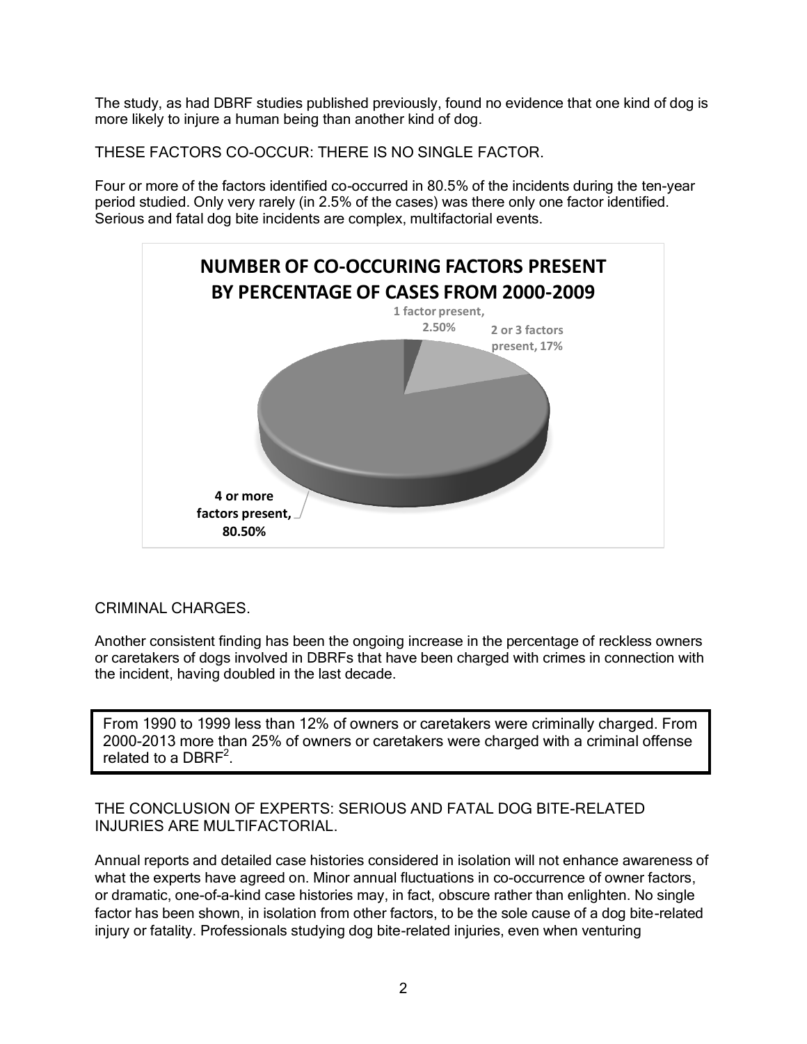The study, as had DBRF studies published previously, found no evidence that one kind of dog is more likely to injure a human being than another kind of dog.

## THESE FACTORS CO-OCCUR: THERE IS NO SINGLE FACTOR.

Four or more of the factors identified co-occurred in 80.5% of the incidents during the ten-year period studied. Only very rarely (in 2.5% of the cases) was there only one factor identified. Serious and fatal dog bite incidents are complex, multifactorial events.

**NUMBER OF CO-OCCURING FACTORS PRESENT BY PERCENTAGE OF CASES FROM 2000-2009**

| Number of factors | Percentage of cases |
| --- | --- |
| 1 factor present | 2.50% |
| 2 or 3 factors present | 17% |
| 4 or more factors present | 80.50% |

## CRIMINAL CHARGES.

Another consistent finding has been the ongoing increase in the percentage of reckless owners or caretakers of dogs involved in DBRFs that have been charged with crimes in connection with the incident, having doubled in the last decade.

> From 1990 to 1999 less than 12% of owners or caretakers were criminally charged. From 2000-2013 more than 25% of owners or caretakers were charged with a criminal offense related to a DBRF[2].

## THE CONCLUSION OF EXPERTS: SERIOUS AND FATAL DOG BITE-RELATED INJURIES ARE MULTIFACTORIAL.

Annual reports and detailed case histories considered in isolation will not enhance awareness of what the experts have agreed on. Minor annual fluctuations in co-occurrence of owner factors, or dramatic, one-of-a-kind case histories may, in fact, obscure rather than enlighten. No single factor has been shown, in isolation from other factors, to be the sole cause of a dog bite-related injury or fatality. Professionals studying dog bite-related injuries, even when venturing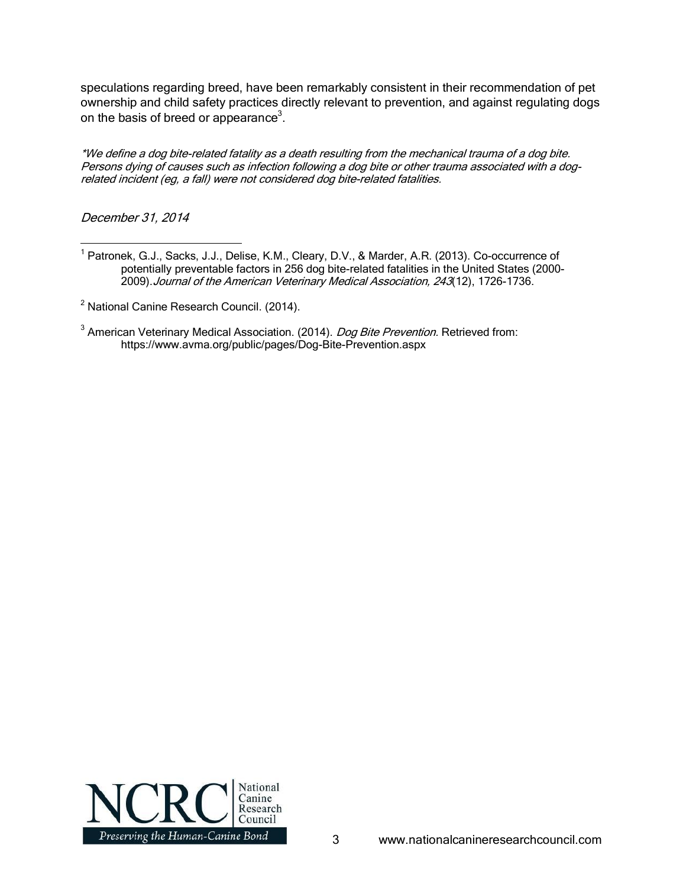speculations regarding breed, have been remarkably consistent in their recommendation of pet ownership and child safety practices directly relevant to prevention, and against regulating dogs on the basis of breed or appearance[3].

*\*We define a dog bite-related fatality as a death resulting from the mechanical trauma of a dog bite. Persons dying of causes such as infection following a dog bite or other trauma associated with a dog-related incident (eg, a fall) were not considered dog bite-related fatalities.*

*December 31, 2014*

---

[1] Patronek, G.J., Sacks, J.J., Delise, K.M., Cleary, D.V., & Marder, A.R. (2013). Co-occurrence of potentially preventable factors in 256 dog bite-related fatalities in the United States (2000-2009). *Journal of the American Veterinary Medical Association, 243*(12), 1726-1736.

[2] National Canine Research Council. (2014).

[3] American Veterinary Medical Association. (2014). *Dog Bite Prevention*. Retrieved from: https://www.avma.org/public/pages/Dog-Bite-Prevention.aspx